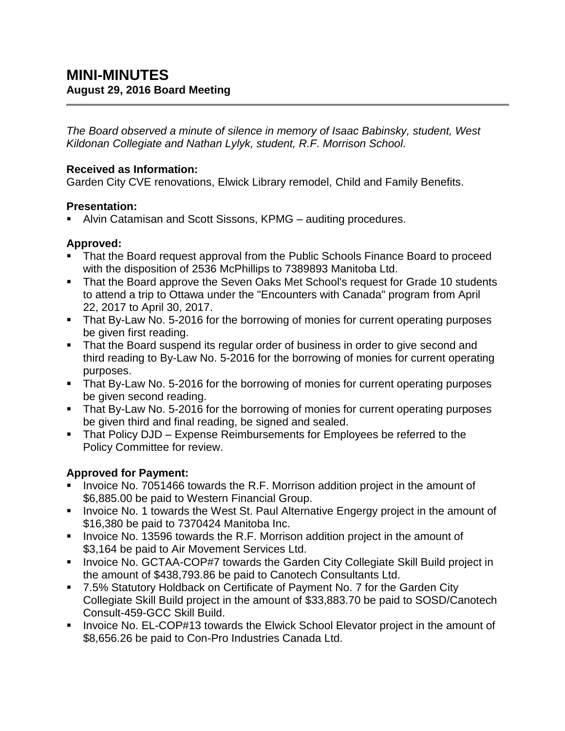# MINI-MINUTES
## August 29, 2016 Board Meeting

*The Board observed a minute of silence in memory of Isaac Babinsky, student, West Kildonan Collegiate and Nathan Lylyk, student, R.F. Morrison School.*

**Received as Information:**
Garden City CVE renovations, Elwick Library remodel, Child and Family Benefits.

**Presentation:**
- Alvin Catamisan and Scott Sissons, KPMG – auditing procedures.

**Approved:**
- That the Board request approval from the Public Schools Finance Board to proceed with the disposition of 2536 McPhillips to 7389893 Manitoba Ltd.
- That the Board approve the Seven Oaks Met School's request for Grade 10 students to attend a trip to Ottawa under the "Encounters with Canada" program from April 22, 2017 to April 30, 2017.
- That By-Law No. 5-2016 for the borrowing of monies for current operating purposes be given first reading.
- That the Board suspend its regular order of business in order to give second and third reading to By-Law No. 5-2016 for the borrowing of monies for current operating purposes.
- That By-Law No. 5-2016 for the borrowing of monies for current operating purposes be given second reading.
- That By-Law No. 5-2016 for the borrowing of monies for current operating purposes be given third and final reading, be signed and sealed.
- That Policy DJD – Expense Reimbursements for Employees be referred to the Policy Committee for review.

**Approved for Payment:**
- Invoice No. 7051466 towards the R.F. Morrison addition project in the amount of $6,885.00 be paid to Western Financial Group.
- Invoice No. 1 towards the West St. Paul Alternative Engergy project in the amount of $16,380 be paid to 7370424 Manitoba Inc.
- Invoice No. 13596 towards the R.F. Morrison addition project in the amount of $3,164 be paid to Air Movement Services Ltd.
- Invoice No. GCTAA-COP#7 towards the Garden City Collegiate Skill Build project in the amount of $438,793.86 be paid to Canotech Consultants Ltd.
- 7.5% Statutory Holdback on Certificate of Payment No. 7 for the Garden City Collegiate Skill Build project in the amount of $33,883.70 be paid to SOSD/Canotech Consult-459-GCC Skill Build.
- Invoice No. EL-COP#13 towards the Elwick School Elevator project in the amount of $8,656.26 be paid to Con-Pro Industries Canada Ltd.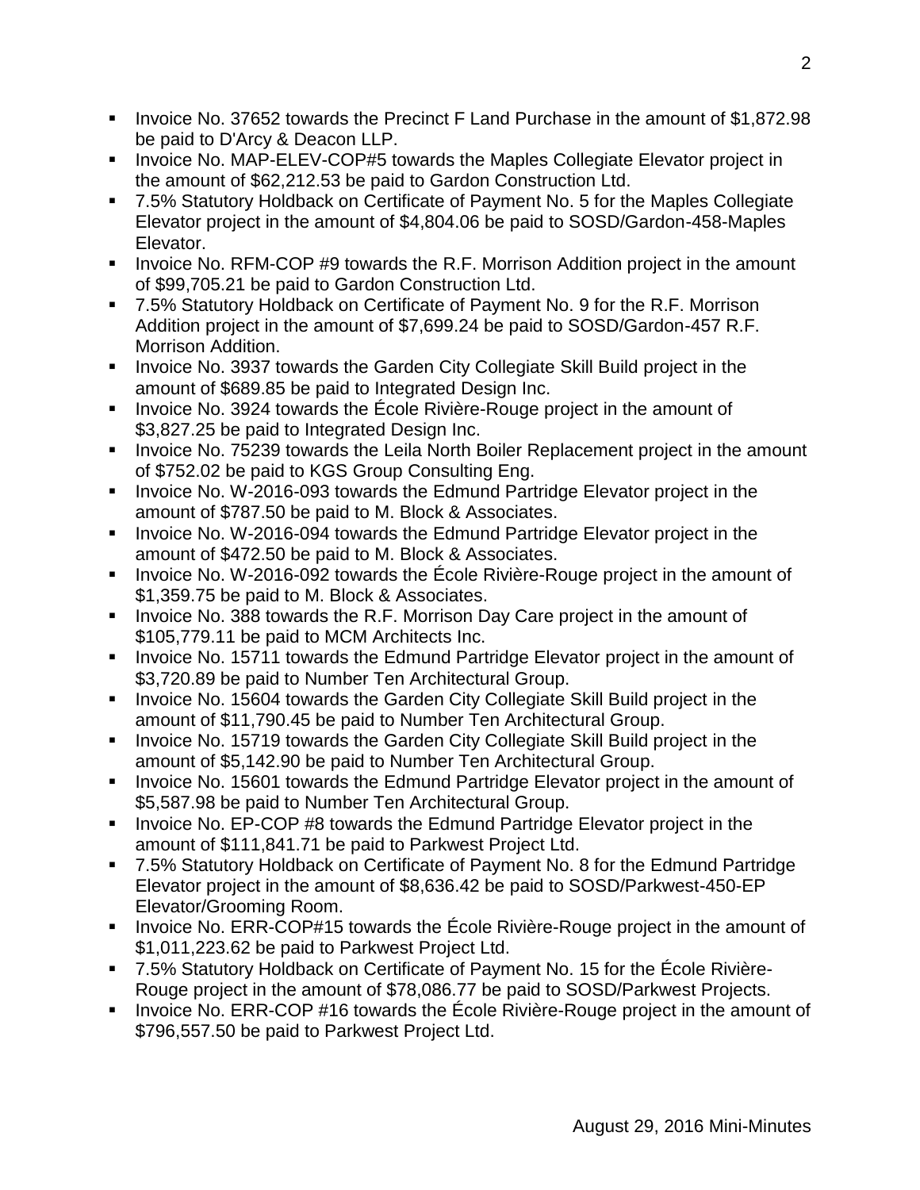- Invoice No. 37652 towards the Precinct F Land Purchase in the amount of $1,872.98 be paid to D'Arcy & Deacon LLP.
- Invoice No. MAP-ELEV-COP#5 towards the Maples Collegiate Elevator project in the amount of $62,212.53 be paid to Gardon Construction Ltd.
- 7.5% Statutory Holdback on Certificate of Payment No. 5 for the Maples Collegiate Elevator project in the amount of $4,804.06 be paid to SOSD/Gardon-458-Maples Elevator.
- Invoice No. RFM-COP #9 towards the R.F. Morrison Addition project in the amount of $99,705.21 be paid to Gardon Construction Ltd.
- 7.5% Statutory Holdback on Certificate of Payment No. 9 for the R.F. Morrison Addition project in the amount of $7,699.24 be paid to SOSD/Gardon-457 R.F. Morrison Addition.
- Invoice No. 3937 towards the Garden City Collegiate Skill Build project in the amount of $689.85 be paid to Integrated Design Inc.
- Invoice No. 3924 towards the École Rivière-Rouge project in the amount of $3,827.25 be paid to Integrated Design Inc.
- Invoice No. 75239 towards the Leila North Boiler Replacement project in the amount of $752.02 be paid to KGS Group Consulting Eng.
- Invoice No. W-2016-093 towards the Edmund Partridge Elevator project in the amount of $787.50 be paid to M. Block & Associates.
- Invoice No. W-2016-094 towards the Edmund Partridge Elevator project in the amount of $472.50 be paid to M. Block & Associates.
- Invoice No. W-2016-092 towards the École Rivière-Rouge project in the amount of $1,359.75 be paid to M. Block & Associates.
- Invoice No. 388 towards the R.F. Morrison Day Care project in the amount of $105,779.11 be paid to MCM Architects Inc.
- Invoice No. 15711 towards the Edmund Partridge Elevator project in the amount of $3,720.89 be paid to Number Ten Architectural Group.
- Invoice No. 15604 towards the Garden City Collegiate Skill Build project in the amount of $11,790.45 be paid to Number Ten Architectural Group.
- Invoice No. 15719 towards the Garden City Collegiate Skill Build project in the amount of $5,142.90 be paid to Number Ten Architectural Group.
- Invoice No. 15601 towards the Edmund Partridge Elevator project in the amount of $5,587.98 be paid to Number Ten Architectural Group.
- Invoice No. EP-COP #8 towards the Edmund Partridge Elevator project in the amount of $111,841.71 be paid to Parkwest Project Ltd.
- 7.5% Statutory Holdback on Certificate of Payment No. 8 for the Edmund Partridge Elevator project in the amount of $8,636.42 be paid to SOSD/Parkwest-450-EP Elevator/Grooming Room.
- Invoice No. ERR-COP#15 towards the École Rivière-Rouge project in the amount of $1,011,223.62 be paid to Parkwest Project Ltd.
- 7.5% Statutory Holdback on Certificate of Payment No. 15 for the École Rivière-Rouge project in the amount of $78,086.77 be paid to SOSD/Parkwest Projects.
- Invoice No. ERR-COP #16 towards the École Rivière-Rouge project in the amount of $796,557.50 be paid to Parkwest Project Ltd.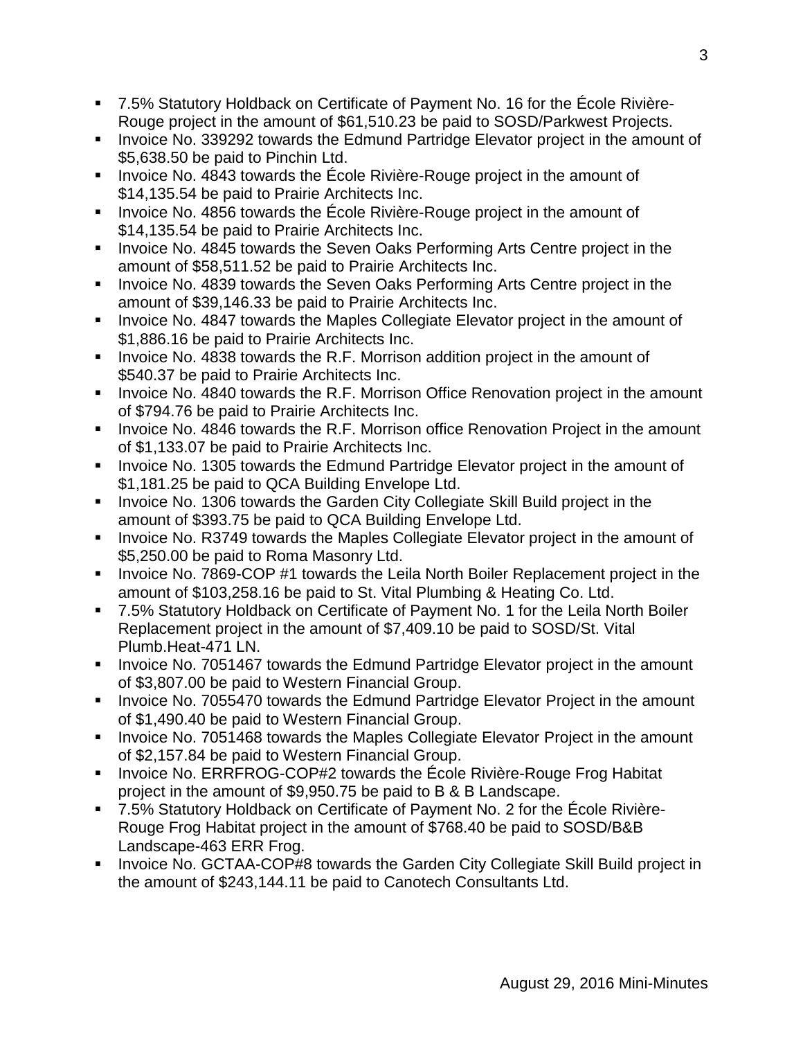- 7.5% Statutory Holdback on Certificate of Payment No. 16 for the École Rivière-Rouge project in the amount of $61,510.23 be paid to SOSD/Parkwest Projects.
- Invoice No. 339292 towards the Edmund Partridge Elevator project in the amount of $5,638.50 be paid to Pinchin Ltd.
- Invoice No. 4843 towards the École Rivière-Rouge project in the amount of $14,135.54 be paid to Prairie Architects Inc.
- Invoice No. 4856 towards the École Rivière-Rouge project in the amount of $14,135.54 be paid to Prairie Architects Inc.
- Invoice No. 4845 towards the Seven Oaks Performing Arts Centre project in the amount of $58,511.52 be paid to Prairie Architects Inc.
- Invoice No. 4839 towards the Seven Oaks Performing Arts Centre project in the amount of $39,146.33 be paid to Prairie Architects Inc.
- Invoice No. 4847 towards the Maples Collegiate Elevator project in the amount of $1,886.16 be paid to Prairie Architects Inc.
- Invoice No. 4838 towards the R.F. Morrison addition project in the amount of $540.37 be paid to Prairie Architects Inc.
- Invoice No. 4840 towards the R.F. Morrison Office Renovation project in the amount of $794.76 be paid to Prairie Architects Inc.
- Invoice No. 4846 towards the R.F. Morrison office Renovation Project in the amount of $1,133.07 be paid to Prairie Architects Inc.
- Invoice No. 1305 towards the Edmund Partridge Elevator project in the amount of $1,181.25 be paid to QCA Building Envelope Ltd.
- Invoice No. 1306 towards the Garden City Collegiate Skill Build project in the amount of $393.75 be paid to QCA Building Envelope Ltd.
- Invoice No. R3749 towards the Maples Collegiate Elevator project in the amount of $5,250.00 be paid to Roma Masonry Ltd.
- Invoice No. 7869-COP #1 towards the Leila North Boiler Replacement project in the amount of $103,258.16 be paid to St. Vital Plumbing & Heating Co. Ltd.
- 7.5% Statutory Holdback on Certificate of Payment No. 1 for the Leila North Boiler Replacement project in the amount of $7,409.10 be paid to SOSD/St. Vital Plumb.Heat-471 LN.
- Invoice No. 7051467 towards the Edmund Partridge Elevator project in the amount of $3,807.00 be paid to Western Financial Group.
- Invoice No. 7055470 towards the Edmund Partridge Elevator Project in the amount of $1,490.40 be paid to Western Financial Group.
- Invoice No. 7051468 towards the Maples Collegiate Elevator Project in the amount of $2,157.84 be paid to Western Financial Group.
- Invoice No. ERRFROG-COP#2 towards the École Rivière-Rouge Frog Habitat project in the amount of $9,950.75 be paid to B & B Landscape.
- 7.5% Statutory Holdback on Certificate of Payment No. 2 for the École Rivière-Rouge Frog Habitat project in the amount of $768.40 be paid to SOSD/B&B Landscape-463 ERR Frog.
- Invoice No. GCTAA-COP#8 towards the Garden City Collegiate Skill Build project in the amount of $243,144.11 be paid to Canotech Consultants Ltd.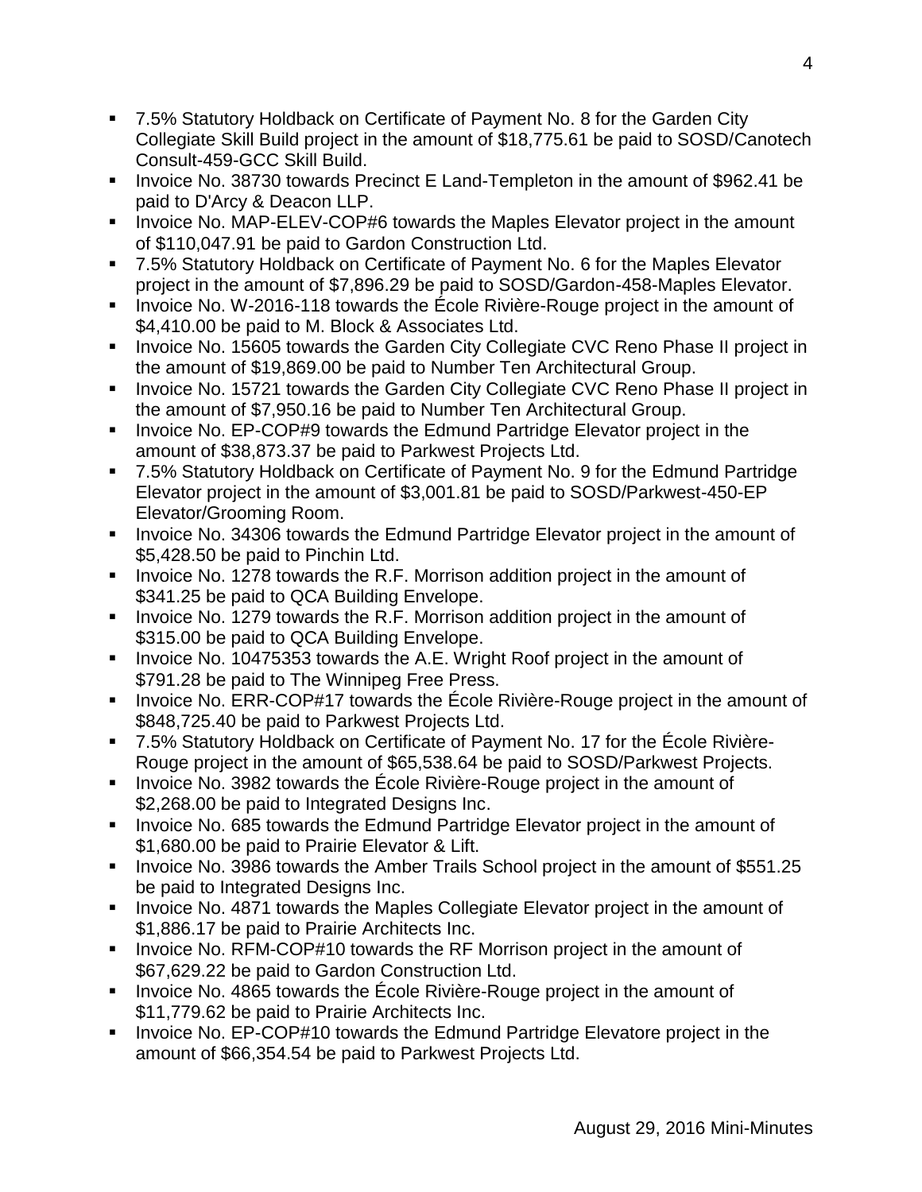- 7.5% Statutory Holdback on Certificate of Payment No. 8 for the Garden City Collegiate Skill Build project in the amount of $18,775.61 be paid to SOSD/Canotech Consult-459-GCC Skill Build.
- Invoice No. 38730 towards Precinct E Land-Templeton in the amount of $962.41 be paid to D'Arcy & Deacon LLP.
- Invoice No. MAP-ELEV-COP#6 towards the Maples Elevator project in the amount of $110,047.91 be paid to Gardon Construction Ltd.
- 7.5% Statutory Holdback on Certificate of Payment No. 6 for the Maples Elevator project in the amount of $7,896.29 be paid to SOSD/Gardon-458-Maples Elevator.
- Invoice No. W-2016-118 towards the École Rivière-Rouge project in the amount of $4,410.00 be paid to M. Block & Associates Ltd.
- Invoice No. 15605 towards the Garden City Collegiate CVC Reno Phase II project in the amount of $19,869.00 be paid to Number Ten Architectural Group.
- Invoice No. 15721 towards the Garden City Collegiate CVC Reno Phase II project in the amount of $7,950.16 be paid to Number Ten Architectural Group.
- Invoice No. EP-COP#9 towards the Edmund Partridge Elevator project in the amount of $38,873.37 be paid to Parkwest Projects Ltd.
- 7.5% Statutory Holdback on Certificate of Payment No. 9 for the Edmund Partridge Elevator project in the amount of $3,001.81 be paid to SOSD/Parkwest-450-EP Elevator/Grooming Room.
- Invoice No. 34306 towards the Edmund Partridge Elevator project in the amount of $5,428.50 be paid to Pinchin Ltd.
- Invoice No. 1278 towards the R.F. Morrison addition project in the amount of $341.25 be paid to QCA Building Envelope.
- Invoice No. 1279 towards the R.F. Morrison addition project in the amount of $315.00 be paid to QCA Building Envelope.
- Invoice No. 10475353 towards the A.E. Wright Roof project in the amount of $791.28 be paid to The Winnipeg Free Press.
- Invoice No. ERR-COP#17 towards the École Rivière-Rouge project in the amount of $848,725.40 be paid to Parkwest Projects Ltd.
- 7.5% Statutory Holdback on Certificate of Payment No. 17 for the École Rivière-Rouge project in the amount of $65,538.64 be paid to SOSD/Parkwest Projects.
- Invoice No. 3982 towards the École Rivière-Rouge project in the amount of $2,268.00 be paid to Integrated Designs Inc.
- Invoice No. 685 towards the Edmund Partridge Elevator project in the amount of $1,680.00 be paid to Prairie Elevator & Lift.
- Invoice No. 3986 towards the Amber Trails School project in the amount of $551.25 be paid to Integrated Designs Inc.
- Invoice No. 4871 towards the Maples Collegiate Elevator project in the amount of $1,886.17 be paid to Prairie Architects Inc.
- Invoice No. RFM-COP#10 towards the RF Morrison project in the amount of $67,629.22 be paid to Gardon Construction Ltd.
- Invoice No. 4865 towards the École Rivière-Rouge project in the amount of $11,779.62 be paid to Prairie Architects Inc.
- Invoice No. EP-COP#10 towards the Edmund Partridge Elevatore project in the amount of $66,354.54 be paid to Parkwest Projects Ltd.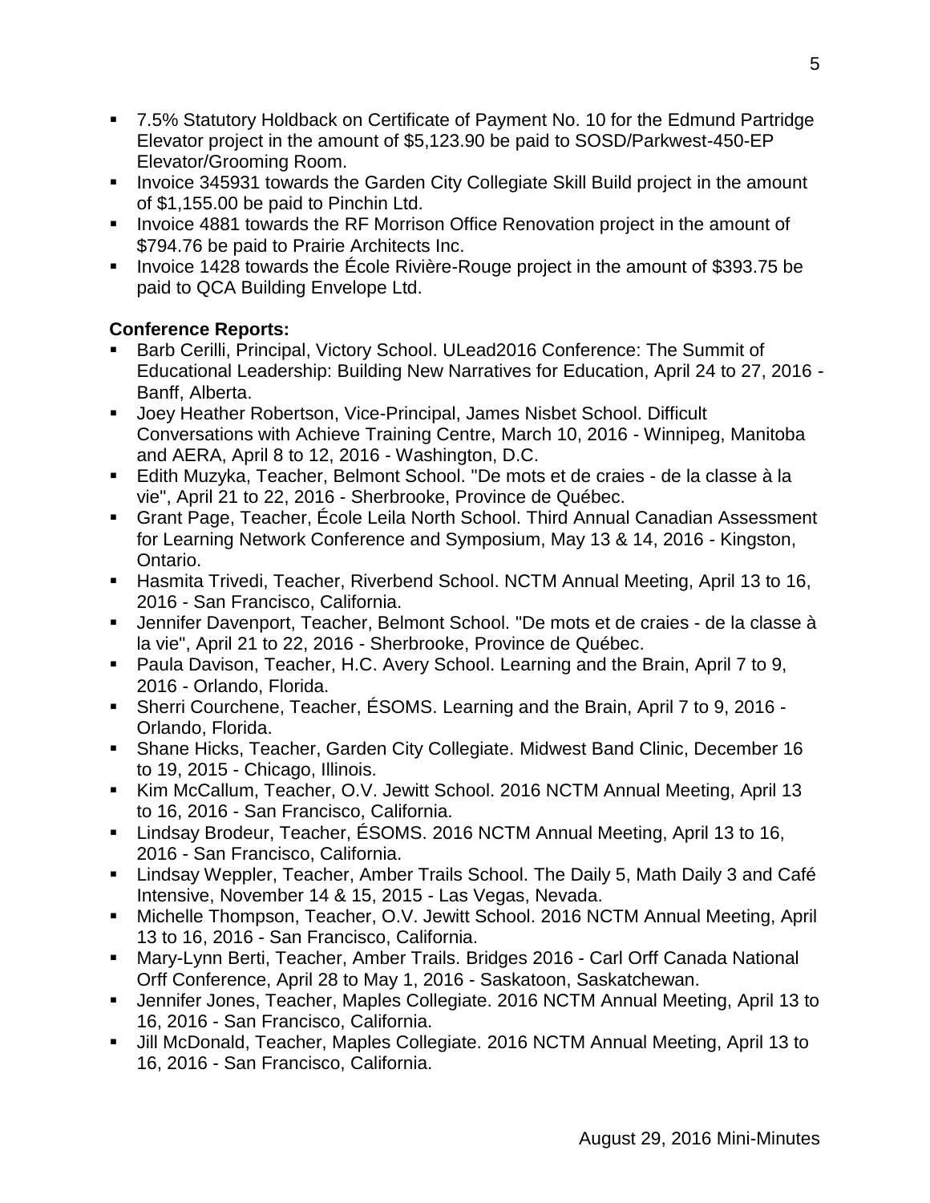- 7.5% Statutory Holdback on Certificate of Payment No. 10 for the Edmund Partridge Elevator project in the amount of $5,123.90 be paid to SOSD/Parkwest-450-EP Elevator/Grooming Room.
- Invoice 345931 towards the Garden City Collegiate Skill Build project in the amount of $1,155.00 be paid to Pinchin Ltd.
- Invoice 4881 towards the RF Morrison Office Renovation project in the amount of $794.76 be paid to Prairie Architects Inc.
- Invoice 1428 towards the École Rivière-Rouge project in the amount of $393.75 be paid to QCA Building Envelope Ltd.

**Conference Reports:**

- Barb Cerilli, Principal, Victory School. ULead2016 Conference: The Summit of Educational Leadership: Building New Narratives for Education, April 24 to 27, 2016 - Banff, Alberta.
- Joey Heather Robertson, Vice-Principal, James Nisbet School. Difficult Conversations with Achieve Training Centre, March 10, 2016 - Winnipeg, Manitoba and AERA, April 8 to 12, 2016 - Washington, D.C.
- Edith Muzyka, Teacher, Belmont School. "De mots et de craies - de la classe à la vie", April 21 to 22, 2016 - Sherbrooke, Province de Québec.
- Grant Page, Teacher, École Leila North School. Third Annual Canadian Assessment for Learning Network Conference and Symposium, May 13 & 14, 2016 - Kingston, Ontario.
- Hasmita Trivedi, Teacher, Riverbend School. NCTM Annual Meeting, April 13 to 16, 2016 - San Francisco, California.
- Jennifer Davenport, Teacher, Belmont School. "De mots et de craies - de la classe à la vie", April 21 to 22, 2016 - Sherbrooke, Province de Québec.
- Paula Davison, Teacher, H.C. Avery School. Learning and the Brain, April 7 to 9, 2016 - Orlando, Florida.
- Sherri Courchene, Teacher, ÉSOMS. Learning and the Brain, April 7 to 9, 2016 - Orlando, Florida.
- Shane Hicks, Teacher, Garden City Collegiate. Midwest Band Clinic, December 16 to 19, 2015 - Chicago, Illinois.
- Kim McCallum, Teacher, O.V. Jewitt School. 2016 NCTM Annual Meeting, April 13 to 16, 2016 - San Francisco, California.
- Lindsay Brodeur, Teacher, ÉSOMS. 2016 NCTM Annual Meeting, April 13 to 16, 2016 - San Francisco, California.
- Lindsay Weppler, Teacher, Amber Trails School. The Daily 5, Math Daily 3 and Café Intensive, November 14 & 15, 2015 - Las Vegas, Nevada.
- Michelle Thompson, Teacher, O.V. Jewitt School. 2016 NCTM Annual Meeting, April 13 to 16, 2016 - San Francisco, California.
- Mary-Lynn Berti, Teacher, Amber Trails. Bridges 2016 - Carl Orff Canada National Orff Conference, April 28 to May 1, 2016 - Saskatoon, Saskatchewan.
- Jennifer Jones, Teacher, Maples Collegiate. 2016 NCTM Annual Meeting, April 13 to 16, 2016 - San Francisco, California.
- Jill McDonald, Teacher, Maples Collegiate. 2016 NCTM Annual Meeting, April 13 to 16, 2016 - San Francisco, California.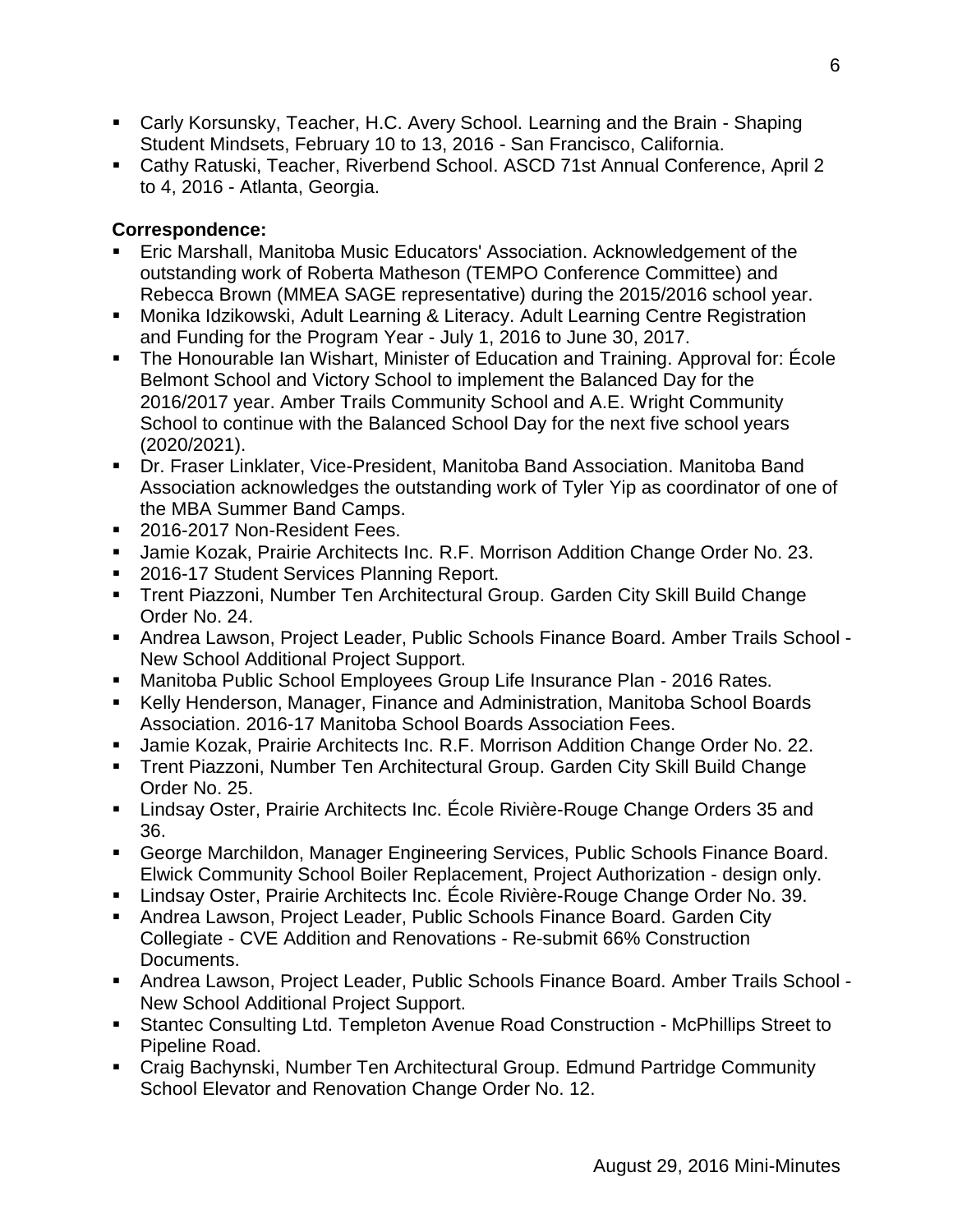- Carly Korsunsky, Teacher, H.C. Avery School. Learning and the Brain - Shaping Student Mindsets, February 10 to 13, 2016 - San Francisco, California.
- Cathy Ratuski, Teacher, Riverbend School. ASCD 71st Annual Conference, April 2 to 4, 2016 - Atlanta, Georgia.

**Correspondence:**

- Eric Marshall, Manitoba Music Educators' Association. Acknowledgement of the outstanding work of Roberta Matheson (TEMPO Conference Committee) and Rebecca Brown (MMEA SAGE representative) during the 2015/2016 school year.
- Monika Idzikowski, Adult Learning & Literacy. Adult Learning Centre Registration and Funding for the Program Year - July 1, 2016 to June 30, 2017.
- The Honourable Ian Wishart, Minister of Education and Training. Approval for: École Belmont School and Victory School to implement the Balanced Day for the 2016/2017 year. Amber Trails Community School and A.E. Wright Community School to continue with the Balanced School Day for the next five school years (2020/2021).
- Dr. Fraser Linklater, Vice-President, Manitoba Band Association. Manitoba Band Association acknowledges the outstanding work of Tyler Yip as coordinator of one of the MBA Summer Band Camps.
- 2016-2017 Non-Resident Fees.
- Jamie Kozak, Prairie Architects Inc. R.F. Morrison Addition Change Order No. 23.
- 2016-17 Student Services Planning Report.
- Trent Piazzoni, Number Ten Architectural Group. Garden City Skill Build Change Order No. 24.
- Andrea Lawson, Project Leader, Public Schools Finance Board. Amber Trails School - New School Additional Project Support.
- Manitoba Public School Employees Group Life Insurance Plan - 2016 Rates.
- Kelly Henderson, Manager, Finance and Administration, Manitoba School Boards Association. 2016-17 Manitoba School Boards Association Fees.
- Jamie Kozak, Prairie Architects Inc. R.F. Morrison Addition Change Order No. 22.
- Trent Piazzoni, Number Ten Architectural Group. Garden City Skill Build Change Order No. 25.
- Lindsay Oster, Prairie Architects Inc. École Rivière-Rouge Change Orders 35 and 36.
- George Marchildon, Manager Engineering Services, Public Schools Finance Board. Elwick Community School Boiler Replacement, Project Authorization - design only.
- Lindsay Oster, Prairie Architects Inc. École Rivière-Rouge Change Order No. 39.
- Andrea Lawson, Project Leader, Public Schools Finance Board. Garden City Collegiate - CVE Addition and Renovations - Re-submit 66% Construction Documents.
- Andrea Lawson, Project Leader, Public Schools Finance Board. Amber Trails School - New School Additional Project Support.
- Stantec Consulting Ltd. Templeton Avenue Road Construction - McPhillips Street to Pipeline Road.
- Craig Bachynski, Number Ten Architectural Group. Edmund Partridge Community School Elevator and Renovation Change Order No. 12.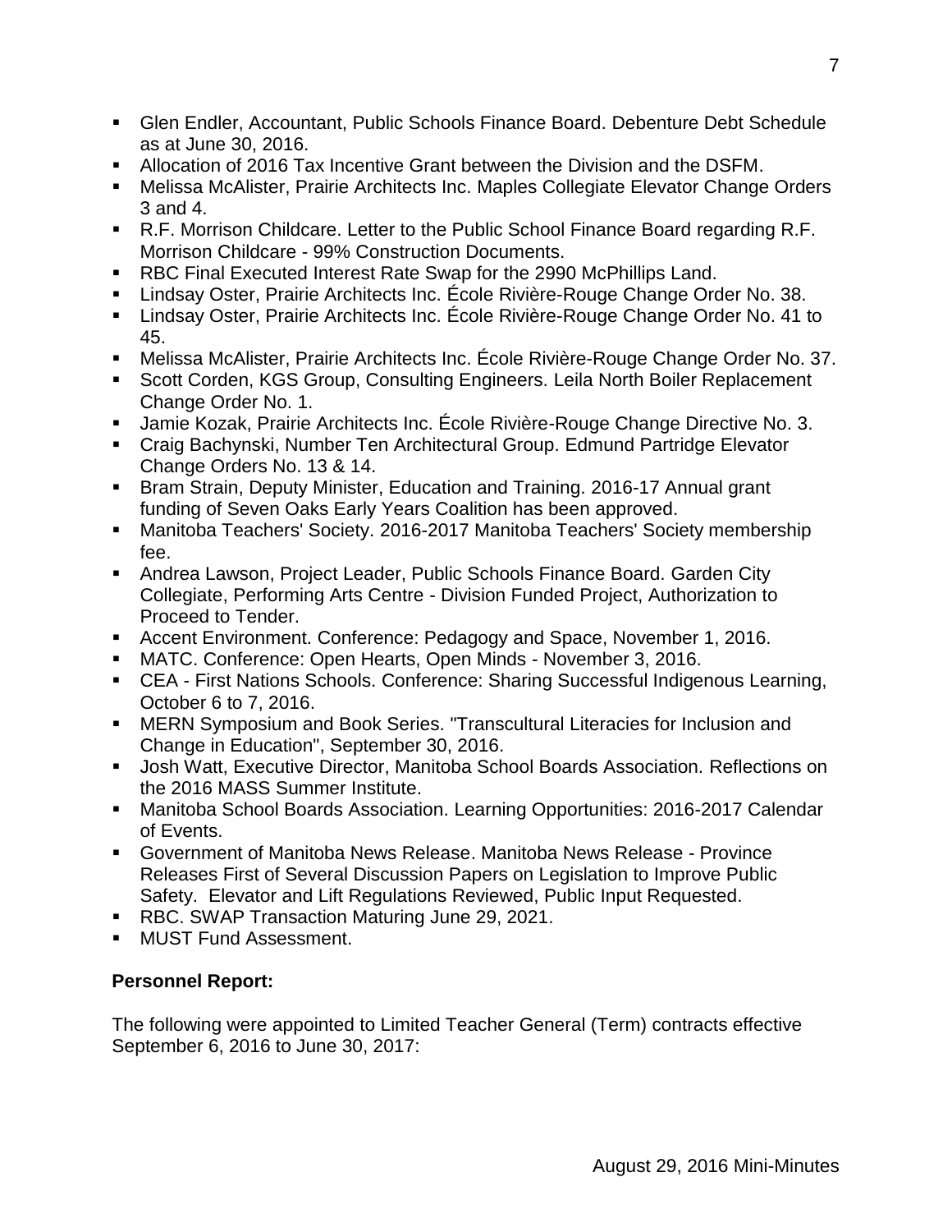- Glen Endler, Accountant, Public Schools Finance Board. Debenture Debt Schedule as at June 30, 2016.
- Allocation of 2016 Tax Incentive Grant between the Division and the DSFM.
- Melissa McAlister, Prairie Architects Inc. Maples Collegiate Elevator Change Orders 3 and 4.
- R.F. Morrison Childcare. Letter to the Public School Finance Board regarding R.F. Morrison Childcare - 99% Construction Documents.
- RBC Final Executed Interest Rate Swap for the 2990 McPhillips Land.
- Lindsay Oster, Prairie Architects Inc. École Rivière-Rouge Change Order No. 38.
- Lindsay Oster, Prairie Architects Inc. École Rivière-Rouge Change Order No. 41 to 45.
- Melissa McAlister, Prairie Architects Inc. École Rivière-Rouge Change Order No. 37.
- Scott Corden, KGS Group, Consulting Engineers. Leila North Boiler Replacement Change Order No. 1.
- Jamie Kozak, Prairie Architects Inc. École Rivière-Rouge Change Directive No. 3.
- Craig Bachynski, Number Ten Architectural Group. Edmund Partridge Elevator Change Orders No. 13 & 14.
- Bram Strain, Deputy Minister, Education and Training. 2016-17 Annual grant funding of Seven Oaks Early Years Coalition has been approved.
- Manitoba Teachers' Society. 2016-2017 Manitoba Teachers' Society membership fee.
- Andrea Lawson, Project Leader, Public Schools Finance Board. Garden City Collegiate, Performing Arts Centre - Division Funded Project, Authorization to Proceed to Tender.
- Accent Environment. Conference: Pedagogy and Space, November 1, 2016.
- MATC. Conference: Open Hearts, Open Minds - November 3, 2016.
- CEA - First Nations Schools. Conference: Sharing Successful Indigenous Learning, October 6 to 7, 2016.
- MERN Symposium and Book Series. "Transcultural Literacies for Inclusion and Change in Education", September 30, 2016.
- Josh Watt, Executive Director, Manitoba School Boards Association. Reflections on the 2016 MASS Summer Institute.
- Manitoba School Boards Association. Learning Opportunities: 2016-2017 Calendar of Events.
- Government of Manitoba News Release. Manitoba News Release - Province Releases First of Several Discussion Papers on Legislation to Improve Public Safety. Elevator and Lift Regulations Reviewed, Public Input Requested.
- RBC. SWAP Transaction Maturing June 29, 2021.
- MUST Fund Assessment.

**Personnel Report:**

The following were appointed to Limited Teacher General (Term) contracts effective September 6, 2016 to June 30, 2017: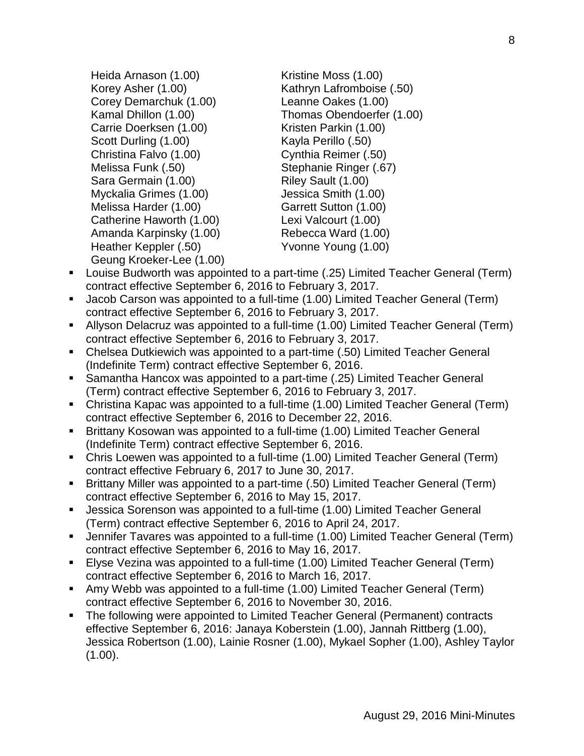Heida Arnason (1.00)
Korey Asher (1.00)
Corey Demarchuk (1.00)
Kamal Dhillon (1.00)
Carrie Doerksen (1.00)
Scott Durling (1.00)
Christina Falvo (1.00)
Melissa Funk (.50)
Sara Germain (1.00)
Myckalia Grimes (1.00)
Melissa Harder (1.00)
Catherine Haworth (1.00)
Amanda Karpinsky (1.00)
Heather Keppler (.50)
Geung Kroeker-Lee (1.00)
Kristine Moss (1.00)
Kathryn Lafromboise (.50)
Leanne Oakes (1.00)
Thomas Obendoerfer (1.00)
Kristen Parkin (1.00)
Kayla Perillo (.50)
Cynthia Reimer (.50)
Stephanie Ringer (.67)
Riley Sault (1.00)
Jessica Smith (1.00)
Garrett Sutton (1.00)
Lexi Valcourt (1.00)
Rebecca Ward (1.00)
Yvonne Young (1.00)

- Louise Budworth was appointed to a part-time (.25) Limited Teacher General (Term) contract effective September 6, 2016 to February 3, 2017.
- Jacob Carson was appointed to a full-time (1.00) Limited Teacher General (Term) contract effective September 6, 2016 to February 3, 2017.
- Allyson Delacruz was appointed to a full-time (1.00) Limited Teacher General (Term) contract effective September 6, 2016 to February 3, 2017.
- Chelsea Dutkiewich was appointed to a part-time (.50) Limited Teacher General (Indefinite Term) contract effective September 6, 2016.
- Samantha Hancox was appointed to a part-time (.25) Limited Teacher General (Term) contract effective September 6, 2016 to February 3, 2017.
- Christina Kapac was appointed to a full-time (1.00) Limited Teacher General (Term) contract effective September 6, 2016 to December 22, 2016.
- Brittany Kosowan was appointed to a full-time (1.00) Limited Teacher General (Indefinite Term) contract effective September 6, 2016.
- Chris Loewen was appointed to a full-time (1.00) Limited Teacher General (Term) contract effective February 6, 2017 to June 30, 2017.
- Brittany Miller was appointed to a part-time (.50) Limited Teacher General (Term) contract effective September 6, 2016 to May 15, 2017.
- Jessica Sorenson was appointed to a full-time (1.00) Limited Teacher General (Term) contract effective September 6, 2016 to April 24, 2017.
- Jennifer Tavares was appointed to a full-time (1.00) Limited Teacher General (Term) contract effective September 6, 2016 to May 16, 2017.
- Elyse Vezina was appointed to a full-time (1.00) Limited Teacher General (Term) contract effective September 6, 2016 to March 16, 2017.
- Amy Webb was appointed to a full-time (1.00) Limited Teacher General (Term) contract effective September 6, 2016 to November 30, 2016.
- The following were appointed to Limited Teacher General (Permanent) contracts effective September 6, 2016: Janaya Koberstein (1.00), Jannah Rittberg (1.00), Jessica Robertson (1.00), Lainie Rosner (1.00), Mykael Sopher (1.00), Ashley Taylor (1.00).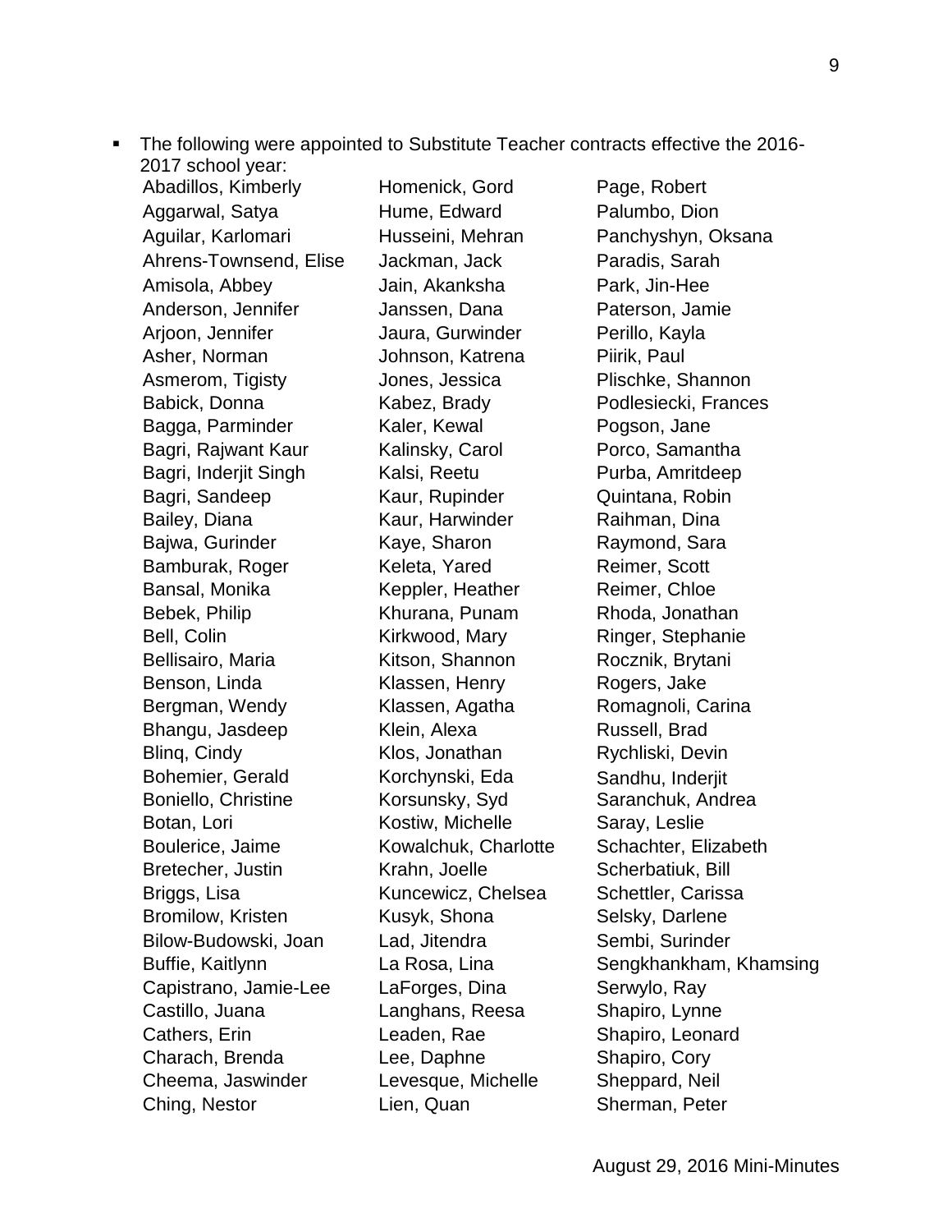- The following were appointed to Substitute Teacher contracts effective the 2016-2017 school year:

Abadillos, Kimberly
Aggarwal, Satya
Aguilar, Karlomari
Ahrens-Townsend, Elise
Amisola, Abbey
Anderson, Jennifer
Arjoon, Jennifer
Asher, Norman
Asmerom, Tigisty
Babick, Donna
Bagga, Parminder
Bagri, Rajwant Kaur
Bagri, Inderjit Singh
Bagri, Sandeep
Bailey, Diana
Bajwa, Gurinder
Bamburak, Roger
Bansal, Monika
Bebek, Philip
Bell, Colin
Bellisairo, Maria
Benson, Linda
Bergman, Wendy
Bhangu, Jasdeep
Blinq, Cindy
Bohemier, Gerald
Boniello, Christine
Botan, Lori
Boulerice, Jaime
Bretecher, Justin
Briggs, Lisa
Bromilow, Kristen
Bilow-Budowski, Joan
Buffie, Kaitlynn
Capistrano, Jamie-Lee
Castillo, Juana
Cathers, Erin
Charach, Brenda
Cheema, Jaswinder
Ching, Nestor
Homenick, Gord
Hume, Edward
Husseini, Mehran
Jackman, Jack
Jain, Akanksha
Janssen, Dana
Jaura, Gurwinder
Johnson, Katrena
Jones, Jessica
Kabez, Brady
Kaler, Kewal
Kalinsky, Carol
Kalsi, Reetu
Kaur, Rupinder
Kaur, Harwinder
Kaye, Sharon
Keleta, Yared
Keppler, Heather
Khurana, Punam
Kirkwood, Mary
Kitson, Shannon
Klassen, Henry
Klassen, Agatha
Klein, Alexa
Klos, Jonathan
Korchynski, Eda
Korsunsky, Syd
Kostiw, Michelle
Kowalchuk, Charlotte
Krahn, Joelle
Kuncewicz, Chelsea
Kusyk, Shona
Lad, Jitendra
La Rosa, Lina
LaForges, Dina
Langhans, Reesa
Leaden, Rae
Lee, Daphne
Levesque, Michelle
Lien, Quan
Page, Robert
Palumbo, Dion
Panchyshyn, Oksana
Paradis, Sarah
Park, Jin-Hee
Paterson, Jamie
Perillo, Kayla
Piirik, Paul
Plischke, Shannon
Podlesiecki, Frances
Pogson, Jane
Porco, Samantha
Purba, Amritdeep
Quintana, Robin
Raihman, Dina
Raymond, Sara
Reimer, Scott
Reimer, Chloe
Rhoda, Jonathan
Ringer, Stephanie
Rocznik, Brytani
Rogers, Jake
Romagnoli, Carina
Russell, Brad
Rychliski, Devin
Sandhu, Inderjit
Saranchuk, Andrea
Saray, Leslie
Schachter, Elizabeth
Scherbatiuk, Bill
Schettler, Carissa
Selsky, Darlene
Sembi, Surinder
Sengkhankham, Khamsing
Serwylo, Ray
Shapiro, Lynne
Shapiro, Leonard
Shapiro, Cory
Sheppard, Neil
Sherman, Peter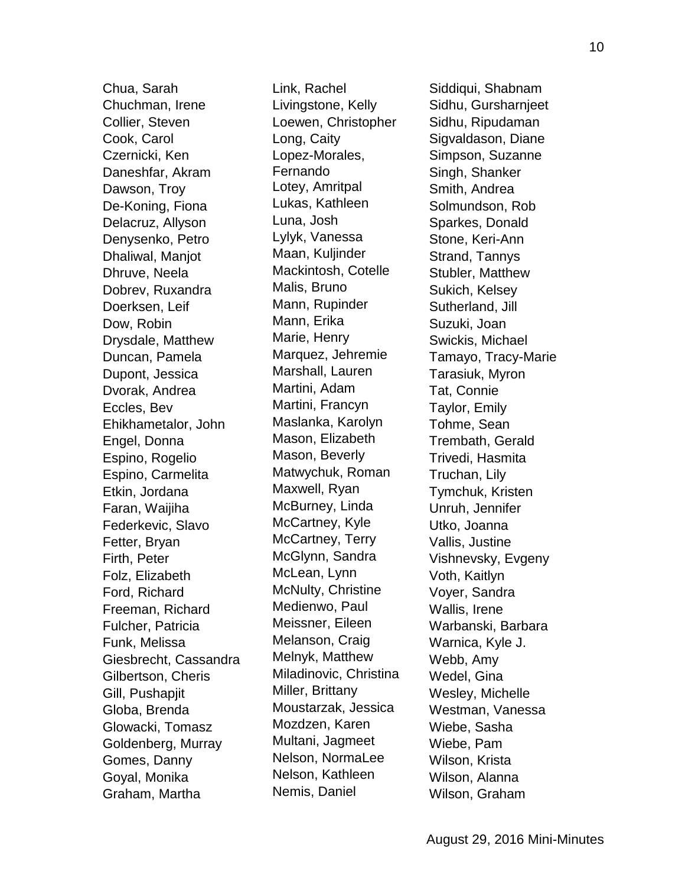Chua, Sarah
Chuchman, Irene
Collier, Steven
Cook, Carol
Czernicki, Ken
Daneshfar, Akram
Dawson, Troy
De-Koning, Fiona
Delacruz, Allyson
Denysenko, Petro
Dhaliwal, Manjot
Dhruve, Neela
Dobrev, Ruxandra
Doerksen, Leif
Dow, Robin
Drysdale, Matthew
Duncan, Pamela
Dupont, Jessica
Dvorak, Andrea
Eccles, Bev
Ehikhametalor, John
Engel, Donna
Espino, Rogelio
Espino, Carmelita
Etkin, Jordana
Faran, Waijiha
Federkevic, Slavo
Fetter, Bryan
Firth, Peter
Folz, Elizabeth
Ford, Richard
Freeman, Richard
Fulcher, Patricia
Funk, Melissa
Giesbrecht, Cassandra
Gilbertson, Cheris
Gill, Pushapjit
Globa, Brenda
Glowacki, Tomasz
Goldenberg, Murray
Gomes, Danny
Goyal, Monika
Graham, Martha
Link, Rachel
Livingstone, Kelly
Loewen, Christopher
Long, Caity
Lopez-Morales, Fernando
Lotey, Amritpal
Lukas, Kathleen
Luna, Josh
Lylyk, Vanessa
Maan, Kuljinder
Mackintosh, Cotelle
Malis, Bruno
Mann, Rupinder
Mann, Erika
Marie, Henry
Marquez, Jehremie
Marshall, Lauren
Martini, Adam
Martini, Francyn
Maslanka, Karolyn
Mason, Elizabeth
Mason, Beverly
Matwychuk, Roman
Maxwell, Ryan
McBurney, Linda
McCartney, Kyle
McCartney, Terry
McGlynn, Sandra
McLean, Lynn
McNulty, Christine
Medienwo, Paul
Meissner, Eileen
Melanson, Craig
Melnyk, Matthew
Miladinovic, Christina
Miller, Brittany
Moustarzak, Jessica
Mozdzen, Karen
Multani, Jagmeet
Nelson, NormaLee
Nelson, Kathleen
Nemis, Daniel
Siddiqui, Shabnam
Sidhu, Gursharnjeet
Sidhu, Ripudaman
Sigvaldason, Diane
Simpson, Suzanne
Singh, Shanker
Smith, Andrea
Solmundson, Rob
Sparkes, Donald
Stone, Keri-Ann
Strand, Tannys
Stubler, Matthew
Sukich, Kelsey
Sutherland, Jill
Suzuki, Joan
Swickis, Michael
Tamayo, Tracy-Marie
Tarasiuk, Myron
Tat, Connie
Taylor, Emily
Tohme, Sean
Trembath, Gerald
Trivedi, Hasmita
Truchan, Lily
Tymchuk, Kristen
Unruh, Jennifer
Utko, Joanna
Vallis, Justine
Vishnevsky, Evgeny
Voth, Kaitlyn
Voyer, Sandra
Wallis, Irene
Warbanski, Barbara
Warnica, Kyle J.
Webb, Amy
Wedel, Gina
Wesley, Michelle
Westman, Vanessa
Wiebe, Sasha
Wiebe, Pam
Wilson, Krista
Wilson, Alanna
Wilson, Graham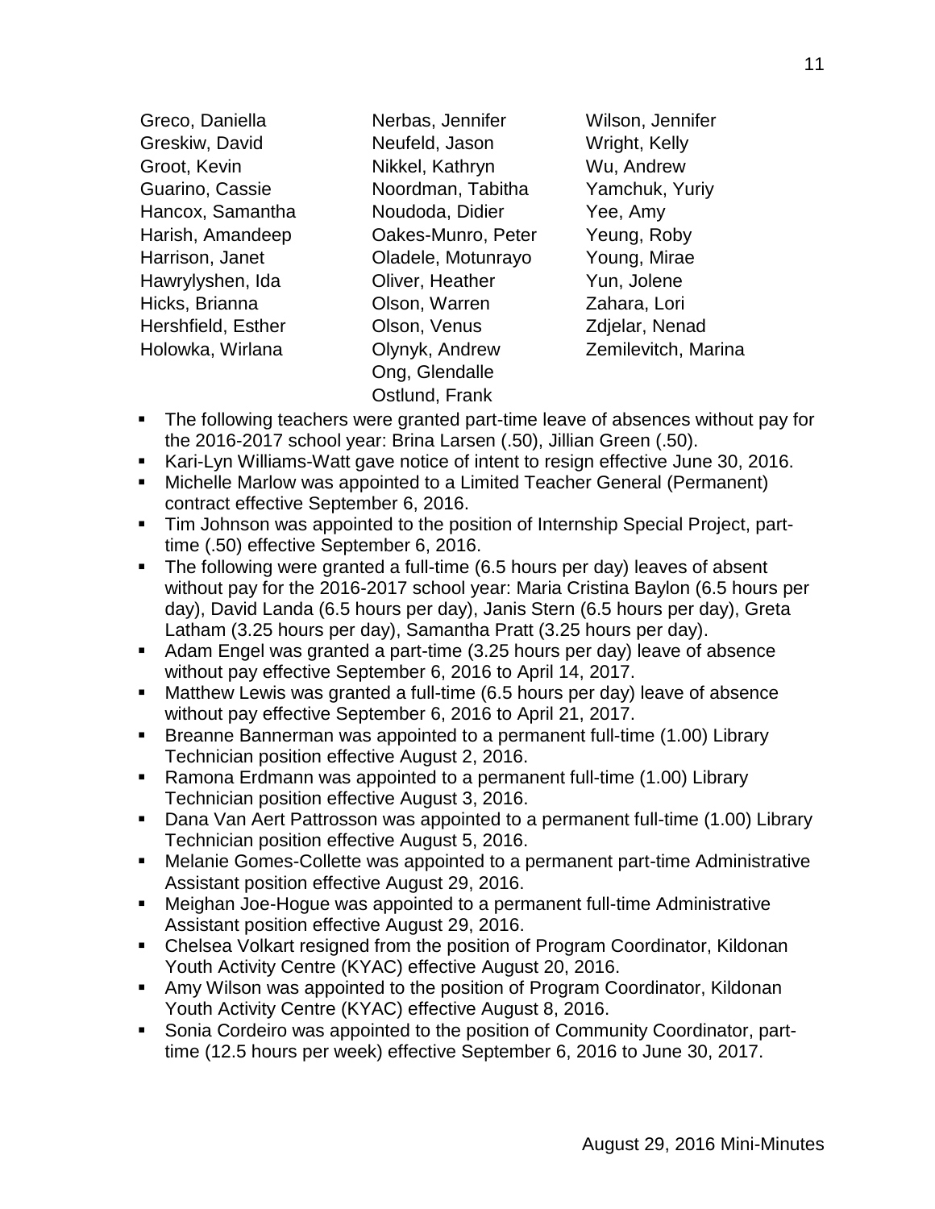Greco, Daniella
Greskiw, David
Groot, Kevin
Guarino, Cassie
Hancox, Samantha
Harish, Amandeep
Harrison, Janet
Hawrylyshen, Ida
Hicks, Brianna
Hershfield, Esther
Holowka, Wirlana
Nerbas, Jennifer
Neufeld, Jason
Nikkel, Kathryn
Noordman, Tabitha
Noudoda, Didier
Oakes-Munro, Peter
Oladele, Motunrayo
Oliver, Heather
Olson, Warren
Olson, Venus
Olynyk, Andrew
Ong, Glendalle
Ostlund, Frank
Wilson, Jennifer
Wright, Kelly
Wu, Andrew
Yamchuk, Yuriy
Yee, Amy
Yeung, Roby
Young, Mirae
Yun, Jolene
Zahara, Lori
Zdjelar, Nenad
Zemilevitch, Marina

- The following teachers were granted part-time leave of absences without pay for the 2016-2017 school year: Brina Larsen (.50), Jillian Green (.50).
- Kari-Lyn Williams-Watt gave notice of intent to resign effective June 30, 2016.
- Michelle Marlow was appointed to a Limited Teacher General (Permanent) contract effective September 6, 2016.
- Tim Johnson was appointed to the position of Internship Special Project, part-time (.50) effective September 6, 2016.
- The following were granted a full-time (6.5 hours per day) leaves of absent without pay for the 2016-2017 school year: Maria Cristina Baylon (6.5 hours per day), David Landa (6.5 hours per day), Janis Stern (6.5 hours per day), Greta Latham (3.25 hours per day), Samantha Pratt (3.25 hours per day).
- Adam Engel was granted a part-time (3.25 hours per day) leave of absence without pay effective September 6, 2016 to April 14, 2017.
- Matthew Lewis was granted a full-time (6.5 hours per day) leave of absence without pay effective September 6, 2016 to April 21, 2017.
- Breanne Bannerman was appointed to a permanent full-time (1.00) Library Technician position effective August 2, 2016.
- Ramona Erdmann was appointed to a permanent full-time (1.00) Library Technician position effective August 3, 2016.
- Dana Van Aert Pattrosson was appointed to a permanent full-time (1.00) Library Technician position effective August 5, 2016.
- Melanie Gomes-Collette was appointed to a permanent part-time Administrative Assistant position effective August 29, 2016.
- Meighan Joe-Hogue was appointed to a permanent full-time Administrative Assistant position effective August 29, 2016.
- Chelsea Volkart resigned from the position of Program Coordinator, Kildonan Youth Activity Centre (KYAC) effective August 20, 2016.
- Amy Wilson was appointed to the position of Program Coordinator, Kildonan Youth Activity Centre (KYAC) effective August 8, 2016.
- Sonia Cordeiro was appointed to the position of Community Coordinator, part-time (12.5 hours per week) effective September 6, 2016 to June 30, 2017.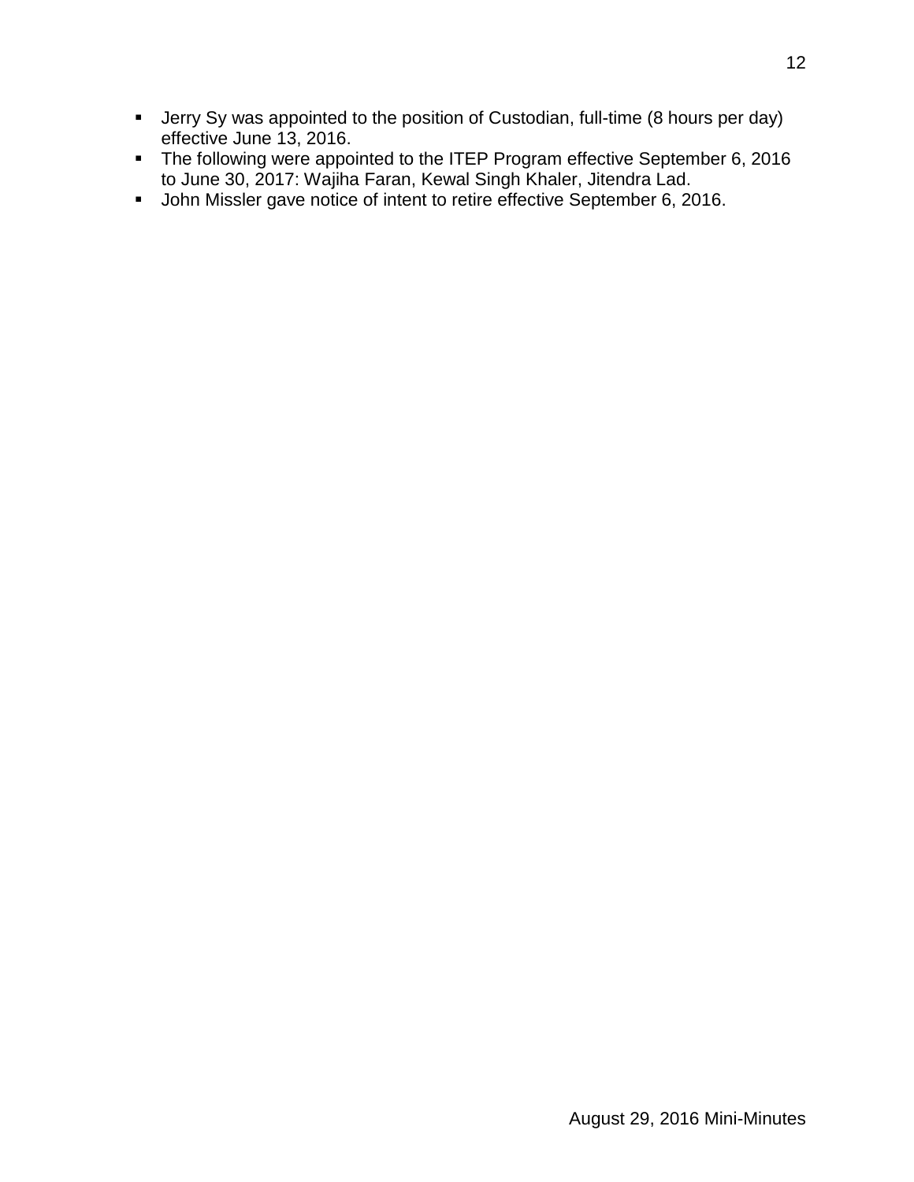- Jerry Sy was appointed to the position of Custodian, full-time (8 hours per day) effective June 13, 2016.
- The following were appointed to the ITEP Program effective September 6, 2016 to June 30, 2017: Wajiha Faran, Kewal Singh Khaler, Jitendra Lad.
- John Missler gave notice of intent to retire effective September 6, 2016.